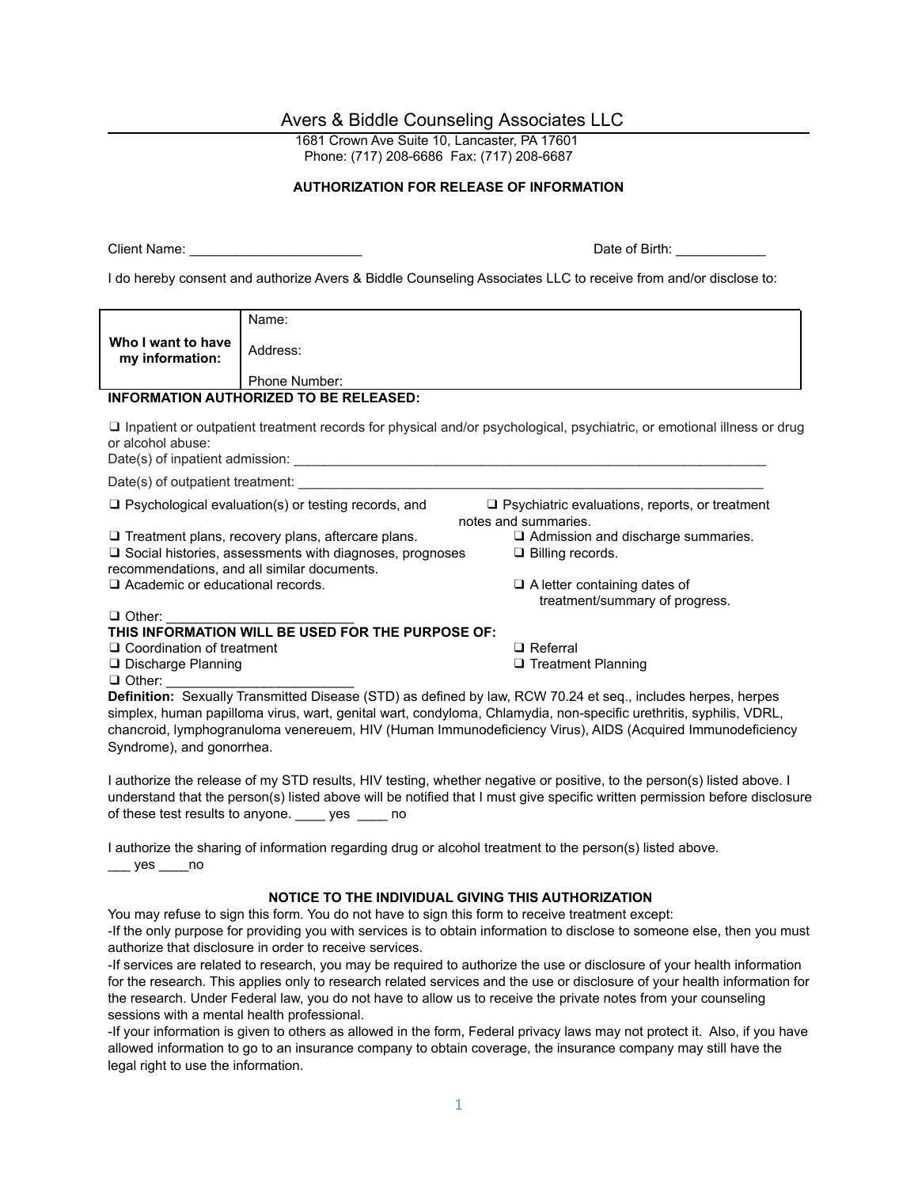Avers & Biddle Counseling Associates LLC

1681 Crown Ave Suite 10, Lancaster, PA 17601
Phone: (717) 208-6686 Fax: (717) 208-6687

**AUTHORIZATION FOR RELEASE OF INFORMATION**

Client Name: _______________________ Date of Birth: ____________

I do hereby consent and authorize Avers & Biddle Counseling Associates LLC to receive from and/or disclose to:

| **Who I want to have my information:** | Name: |
|---|---|
| | Address: |
| | Phone Number: |

**INFORMATION AUTHORIZED TO BE RELEASED:**

❑ Inpatient or outpatient treatment records for physical and/or psychological, psychiatric, or emotional illness or drug or alcohol abuse:
Date(s) of inpatient admission: ___________________________________________________________________

Date(s) of outpatient treatment: ___________________________________________________________________

❑ Psychological evaluation(s) or testing records, and

❑ Psychiatric evaluations, reports, or treatment notes and summaries.

❑ Treatment plans, recovery plans, aftercare plans.

❑ Admission and discharge summaries.

❑ Social histories, assessments with diagnoses, prognoses recommendations, and all similar documents.

❑ Billing records.

❑ Academic or educational records.

❑ A letter containing dates of treatment/summary of progress.

❑ Other: _________________________

**THIS INFORMATION WILL BE USED FOR THE PURPOSE OF:**

❑ Coordination of treatment

❑ Referral

❑ Discharge Planning

❑ Treatment Planning

❑ Other: _________________________

**Definition:** Sexually Transmitted Disease (STD) as defined by law, RCW 70.24 et seq., includes herpes, herpes simplex, human papilloma virus, wart, genital wart, condyloma, Chlamydia, non-specific urethritis, syphilis, VDRL, chancroid, lymphogranuloma venereuem, HIV (Human Immunodeficiency Virus), AIDS (Acquired Immunodeficiency Syndrome), and gonorrhea.

I authorize the release of my STD results, HIV testing, whether negative or positive, to the person(s) listed above. I understand that the person(s) listed above will be notified that I must give specific written permission before disclosure of these test results to anyone. ____ yes ____ no

I authorize the sharing of information regarding drug or alcohol treatment to the person(s) listed above.
___ yes ____no

**NOTICE TO THE INDIVIDUAL GIVING THIS AUTHORIZATION**

You may refuse to sign this form. You do not have to sign this form to receive treatment except:

-If the only purpose for providing you with services is to obtain information to disclose to someone else, then you must authorize that disclosure in order to receive services.

-If services are related to research, you may be required to authorize the use or disclosure of your health information for the research. This applies only to research related services and the use or disclosure of your health information for the research. Under Federal law, you do not have to allow us to receive the private notes from your counseling sessions with a mental health professional.

-If your information is given to others as allowed in the form, Federal privacy laws may not protect it. Also, if you have allowed information to go to an insurance company to obtain coverage, the insurance company may still have the legal right to use the information.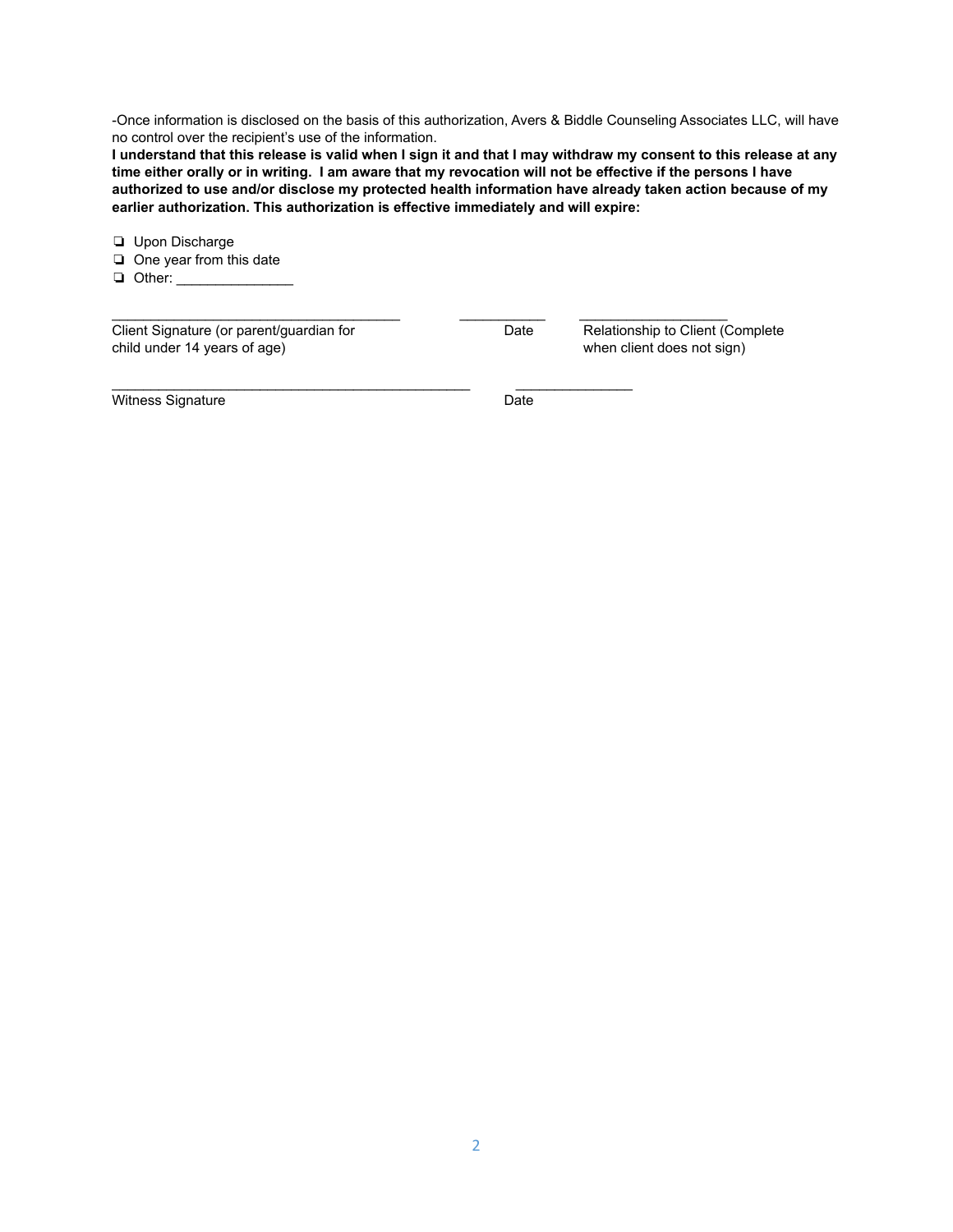-Once information is disclosed on the basis of this authorization, Avers & Biddle Counseling Associates LLC, will have no control over the recipient's use of the information.

**I understand that this release is valid when I sign it and that I may withdraw my consent to this release at any time either orally or in writing. I am aware that my revocation will not be effective if the persons I have authorized to use and/or disclose my protected health information have already taken action because of my earlier authorization. This authorization is effective immediately and will expire:**

- ❏ Upon Discharge
- ❏ One year from this date
- ❏ Other: _______________

_____________________________________ ___________ ___________________

Client Signature (or parent/guardian for child under 14 years of age) Date Relationship to Client (Complete when client does not sign)

______________________________________________ _______________

Witness Signature Date